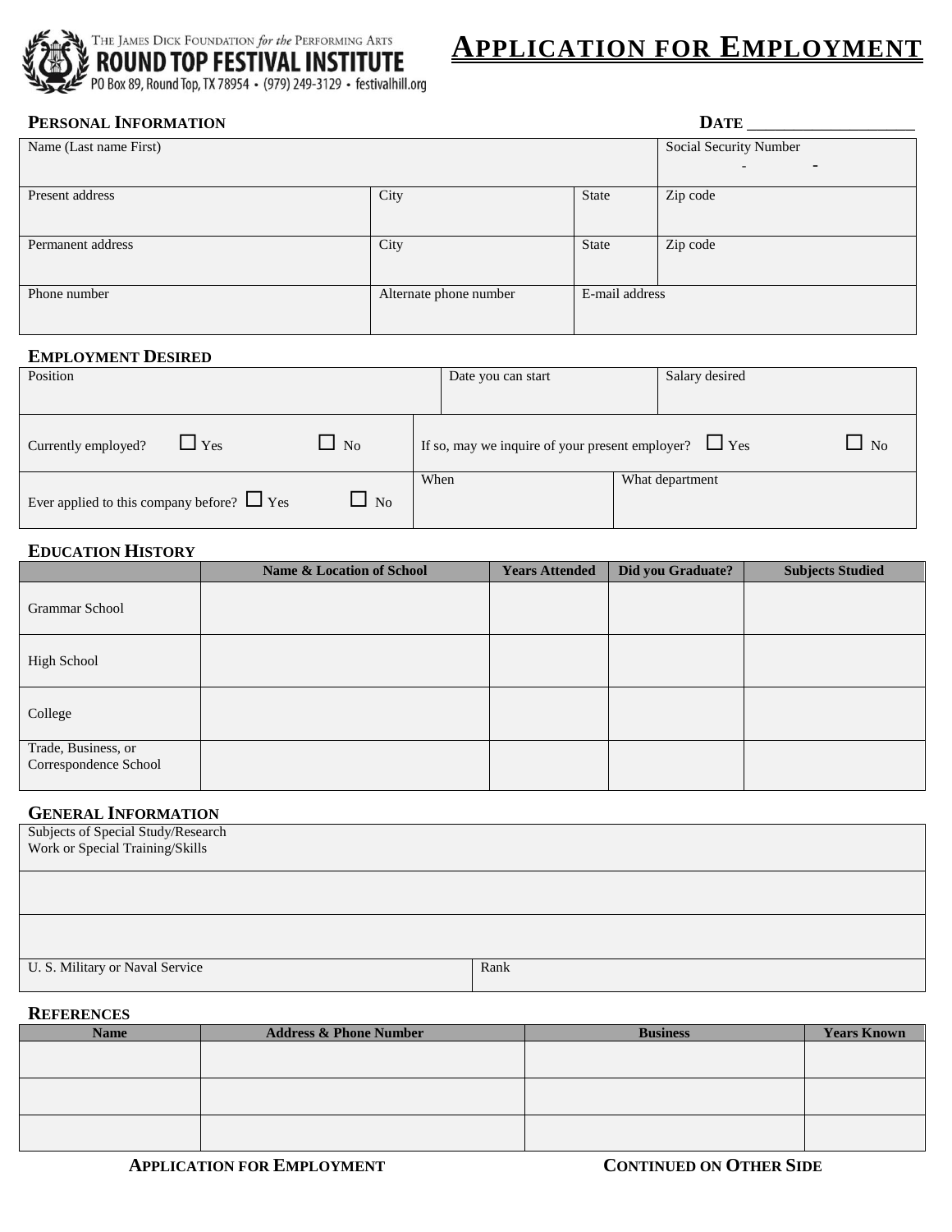THE JAMES DICK FOUNDATION *for the* PERFORMING ARTS
**ROUND TOP FESTIVAL INSTITUTE**
PO Box 89, Round Top, TX 78954 • (979) 249-3129 • festivalhill.org

# APPLICATION FOR EMPLOYMENT

## PERSONAL INFORMATION

**DATE** ____________________

| | | | |
|---|---|---|---|
| Name (Last name First) | | | Social Security Number - - |
| Present address | City | State | Zip code |
| Permanent address | City | State | Zip code |
| Phone number | Alternate phone number | E-mail address | |

## EMPLOYMENT DESIRED

| | | |
|---|---|---|
| Position | Date you can start | Salary desired |
| Currently employed? ☐ Yes ☐ No | If so, may we inquire of your present employer? ☐ Yes ☐ No | |
| Ever applied to this company before? ☐ Yes ☐ No | When | What department |

## EDUCATION HISTORY

| | Name & Location of School | Years Attended | Did you Graduate? | Subjects Studied |
|---|---|---|---|---|
| Grammar School | | | | |
| High School | | | | |
| College | | | | |
| Trade, Business, or Correspondence School | | | | |

## GENERAL INFORMATION

| | |
|---|---|
| Subjects of Special Study/Research Work or Special Training/Skills | |
| | |
| | |
| U. S. Military or Naval Service | Rank |

## REFERENCES

| Name | Address & Phone Number | Business | Years Known |
|---|---|---|---|
| | | | |
| | | | |
| | | | |

**APPLICATION FOR EMPLOYMENT** **CONTINUED ON OTHER SIDE**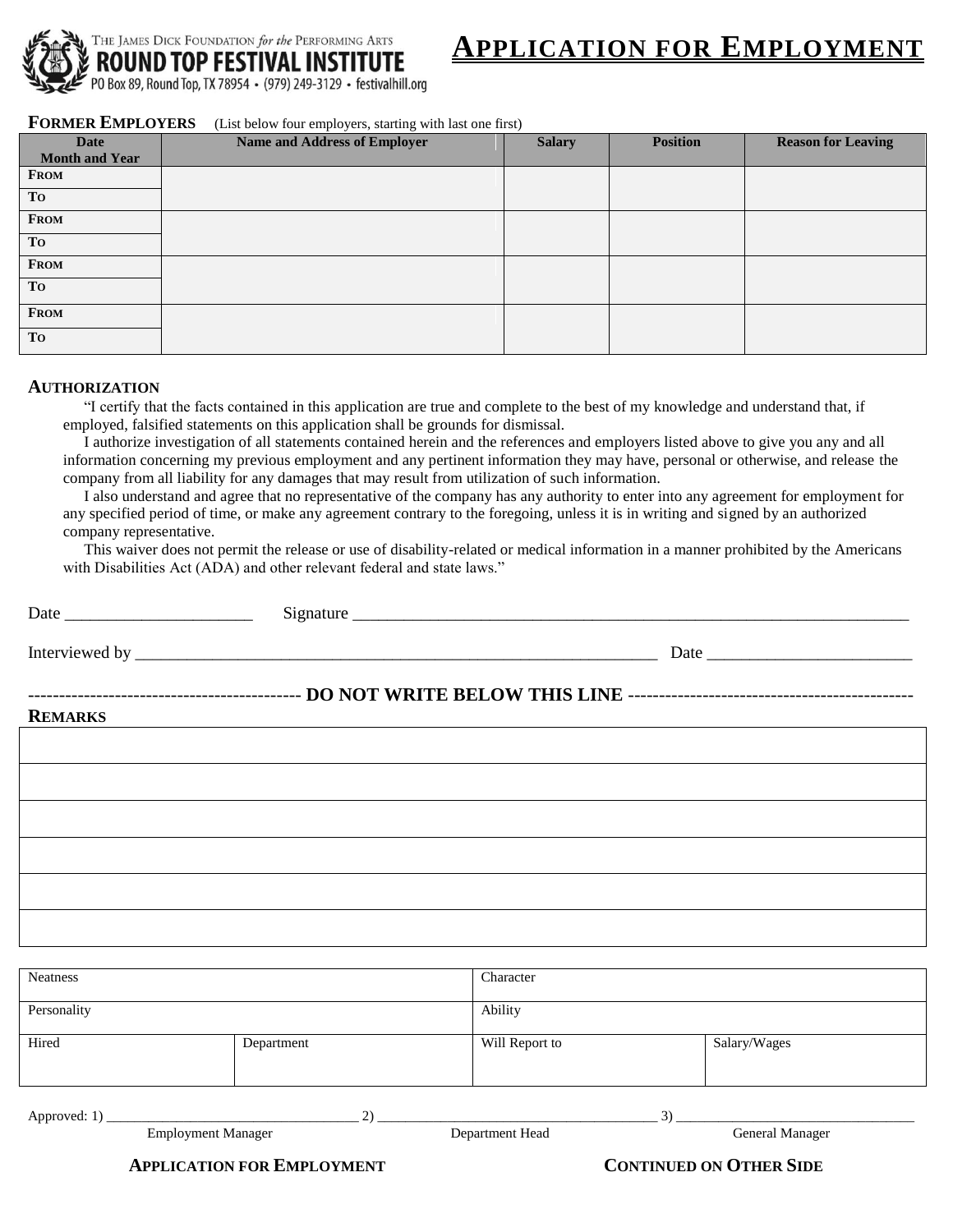THE JAMES DICK FOUNDATION *for the* PERFORMING ARTS
**ROUND TOP FESTIVAL INSTITUTE**
PO Box 89, Round Top, TX 78954 • (979) 249-3129 • festivalhill.org

# APPLICATION FOR EMPLOYMENT

**FORMER EMPLOYERS** (List below four employers, starting with last one first)

| Date Month and Year | Name and Address of Employer | Salary | Position | Reason for Leaving |
|---|---|---|---|---|
| FROM | | | | |
| TO | | | | |
| FROM | | | | |
| TO | | | | |
| FROM | | | | |
| TO | | | | |
| FROM | | | | |
| TO | | | | |

**AUTHORIZATION**

"I certify that the facts contained in this application are true and complete to the best of my knowledge and understand that, if employed, falsified statements on this application shall be grounds for dismissal.

I authorize investigation of all statements contained herein and the references and employers listed above to give you any and all information concerning my previous employment and any pertinent information they may have, personal or otherwise, and release the company from all liability for any damages that may result from utilization of such information.

I also understand and agree that no representative of the company has any authority to enter into any agreement for employment for any specified period of time, or make any agreement contrary to the foregoing, unless it is in writing and signed by an authorized company representative.

This waiver does not permit the release or use of disability-related or medical information in a manner prohibited by the Americans with Disabilities Act (ADA) and other relevant federal and state laws."

Date ______________________ Signature ____________________________________________________________

Interviewed by ____________________________________________________________ Date ________________________

------------------------------------------- **DO NOT WRITE BELOW THIS LINE** -------------------------------------------

**REMARKS**

| |
|---|
| |
| |
| |
| |
| |
| |

| | | | |
|---|---|---|---|
| Neatness | | Character | |
| Personality | | Ability | |
| Hired | Department | Will Report to | Salary/Wages |

Approved: 1) ___________________________________ 2) ______________________________________ 3) _________________________________

Employment Manager | Department Head | General Manager

**APPLICATION FOR EMPLOYMENT** **CONTINUED ON OTHER SIDE**